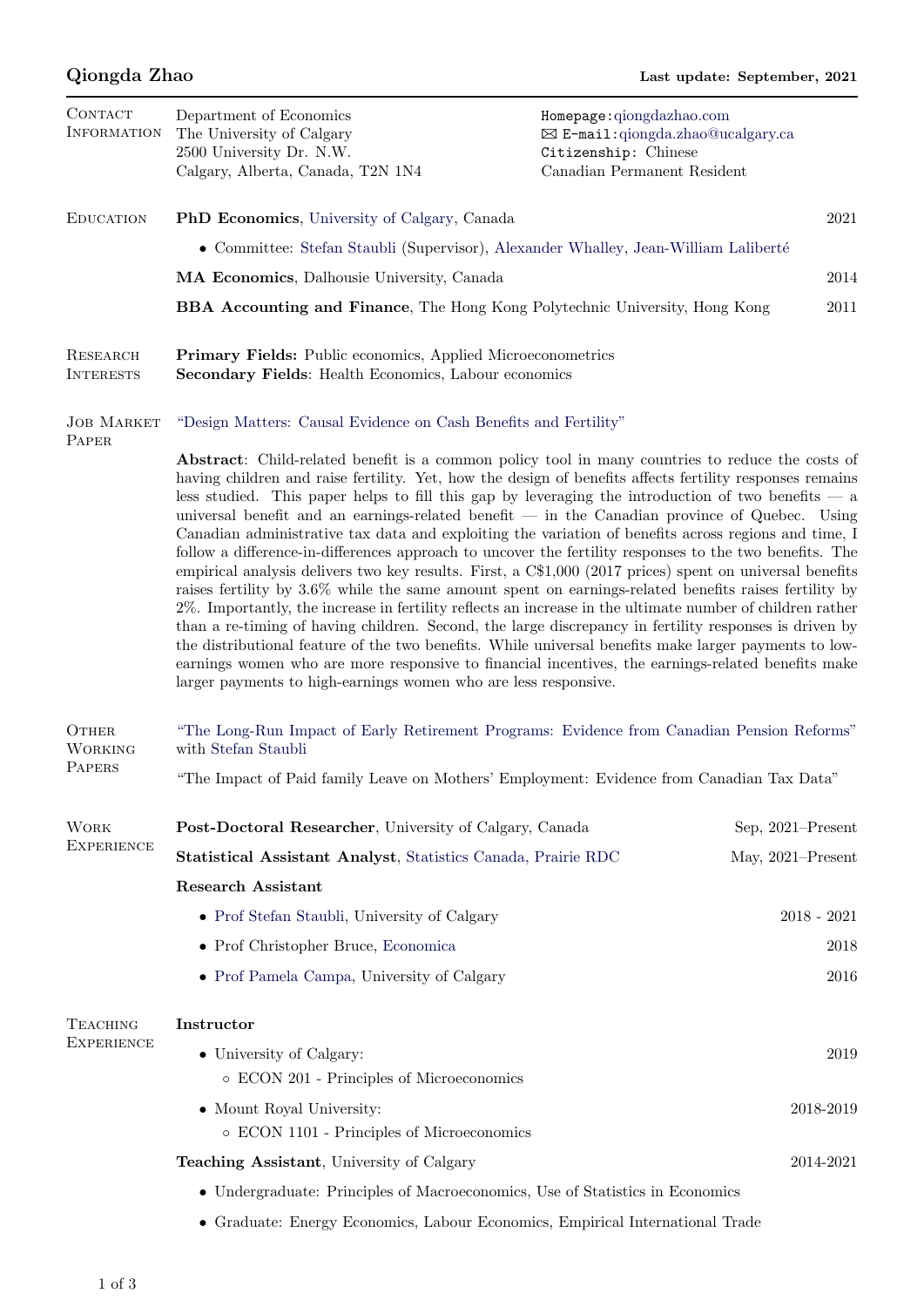# Qiongda Zhao

**Last update: September, 2021**

## Contact Information

Department of Economics
The University of Calgary
2500 University Dr. N.W.
Calgary, Alberta, Canada, T2N 1N4

Homepage: qiongdazhao.com
E-mail: qiongda.zhao@ucalgary.ca
Citizenship: Chinese
Canadian Permanent Resident

## Education

**PhD Economics**, University of Calgary, Canada — 2021

- Committee: Stefan Staubli (Supervisor), Alexander Whalley, Jean-William Laliberté

**MA Economics**, Dalhousie University, Canada — 2014

**BBA Accounting and Finance**, The Hong Kong Polytechnic University, Hong Kong — 2011

## Research Interests

**Primary Fields:** Public economics, Applied Microeconometrics
**Secondary Fields**: Health Economics, Labour economics

## Job Market Paper

"Design Matters: Causal Evidence on Cash Benefits and Fertility"

**Abstract**: Child-related benefit is a common policy tool in many countries to reduce the costs of having children and raise fertility. Yet, how the design of benefits affects fertility responses remains less studied. This paper helps to fill this gap by leveraging the introduction of two benefits — a universal benefit and an earnings-related benefit — in the Canadian province of Quebec. Using Canadian administrative tax data and exploiting the variation of benefits across regions and time, I follow a difference-in-differences approach to uncover the fertility responses to the two benefits. The empirical analysis delivers two key results. First, a C$1,000 (2017 prices) spent on universal benefits raises fertility by 3.6% while the same amount spent on earnings-related benefits raises fertility by 2%. Importantly, the increase in fertility reflects an increase in the ultimate number of children rather than a re-timing of having children. Second, the large discrepancy in fertility responses is driven by the distributional feature of the two benefits. While universal benefits make larger payments to low-earnings women who are more responsive to financial incentives, the earnings-related benefits make larger payments to high-earnings women who are less responsive.

## Other Working Papers

"The Long-Run Impact of Early Retirement Programs: Evidence from Canadian Pension Reforms" with Stefan Staubli

"The Impact of Paid family Leave on Mothers' Employment: Evidence from Canadian Tax Data"

## Work Experience

**Post-Doctoral Researcher**, University of Calgary, Canada — Sep, 2021–Present

**Statistical Assistant Analyst**, Statistics Canada, Prairie RDC — May, 2021–Present

**Research Assistant**

- Prof Stefan Staubli, University of Calgary — 2018 - 2021
- Prof Christopher Bruce, Economica — 2018
- Prof Pamela Campa, University of Calgary — 2016

## Teaching Experience

**Instructor**

- University of Calgary: — 2019
  - ECON 201 - Principles of Microeconomics
- Mount Royal University: — 2018-2019
  - ECON 1101 - Principles of Microeconomics

**Teaching Assistant**, University of Calgary — 2014-2021

- Undergraduate: Principles of Macroeconomics, Use of Statistics in Economics
- Graduate: Energy Economics, Labour Economics, Empirical International Trade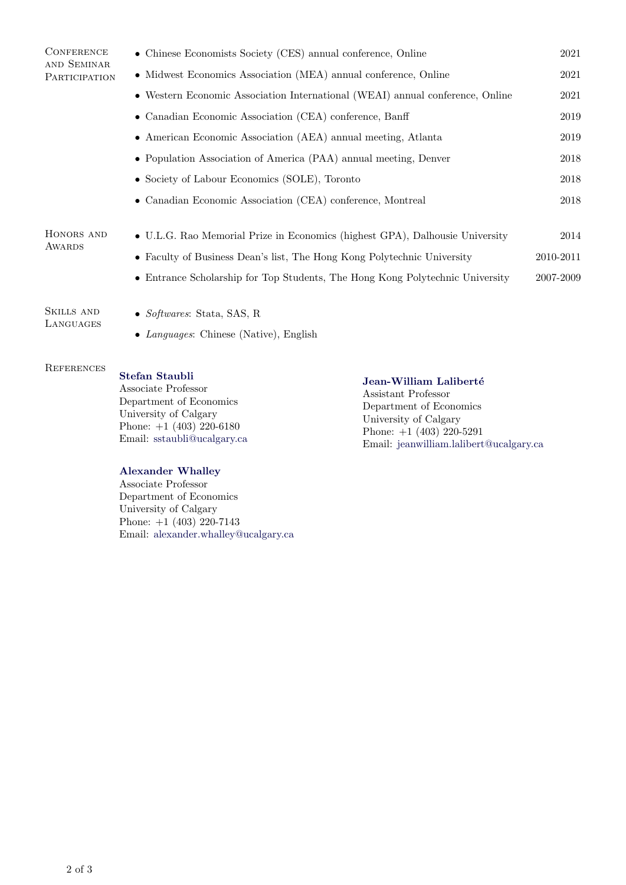## Conference and Seminar Participation

- Chinese Economists Society (CES) annual conference, Online — 2021
- Midwest Economics Association (MEA) annual conference, Online — 2021
- Western Economic Association International (WEAI) annual conference, Online — 2021
- Canadian Economic Association (CEA) conference, Banff — 2019
- American Economic Association (AEA) annual meeting, Atlanta — 2019
- Population Association of America (PAA) annual meeting, Denver — 2018
- Society of Labour Economics (SOLE), Toronto — 2018
- Canadian Economic Association (CEA) conference, Montreal — 2018

## Honors and Awards

- U.L.G. Rao Memorial Prize in Economics (highest GPA), Dalhousie University — 2014
- Faculty of Business Dean's list, The Hong Kong Polytechnic University — 2010-2011
- Entrance Scholarship for Top Students, The Hong Kong Polytechnic University — 2007-2009

## Skills and Languages

- *Softwares*: Stata, SAS, R
- *Languages*: Chinese (Native), English

## References

**Stefan Staubli**
Associate Professor
Department of Economics
University of Calgary
Phone: +1 (403) 220-6180
Email: sstaubli@ucalgary.ca

**Jean-William Laliberté**
Assistant Professor
Department of Economics
University of Calgary
Phone: +1 (403) 220-5291
Email: jeanwilliam.lalibert@ucalgary.ca

**Alexander Whalley**
Associate Professor
Department of Economics
University of Calgary
Phone: +1 (403) 220-7143
Email: alexander.whalley@ucalgary.ca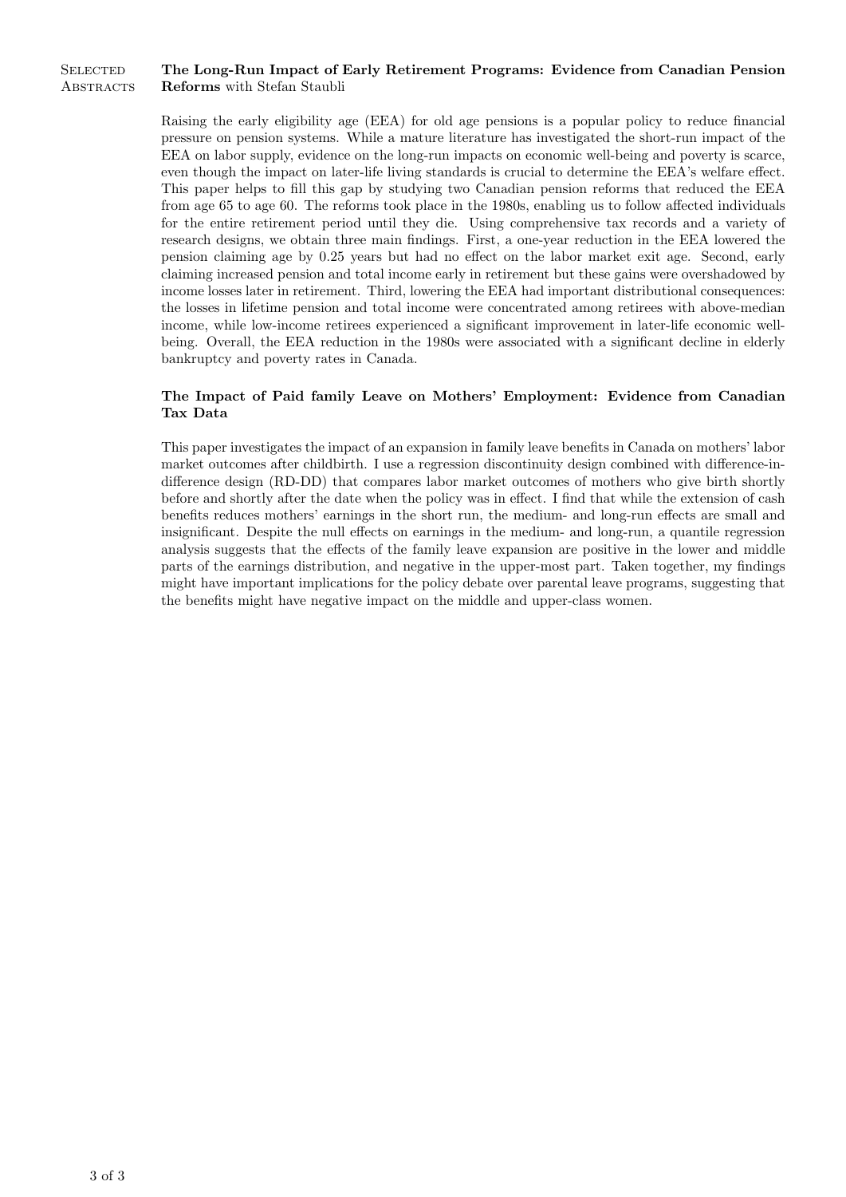## Selected Abstracts

**The Long-Run Impact of Early Retirement Programs: Evidence from Canadian Pension Reforms** with Stefan Staubli

Raising the early eligibility age (EEA) for old age pensions is a popular policy to reduce financial pressure on pension systems. While a mature literature has investigated the short-run impact of the EEA on labor supply, evidence on the long-run impacts on economic well-being and poverty is scarce, even though the impact on later-life living standards is crucial to determine the EEA's welfare effect. This paper helps to fill this gap by studying two Canadian pension reforms that reduced the EEA from age 65 to age 60. The reforms took place in the 1980s, enabling us to follow affected individuals for the entire retirement period until they die. Using comprehensive tax records and a variety of research designs, we obtain three main findings. First, a one-year reduction in the EEA lowered the pension claiming age by 0.25 years but had no effect on the labor market exit age. Second, early claiming increased pension and total income early in retirement but these gains were overshadowed by income losses later in retirement. Third, lowering the EEA had important distributional consequences: the losses in lifetime pension and total income were concentrated among retirees with above-median income, while low-income retirees experienced a significant improvement in later-life economic well-being. Overall, the EEA reduction in the 1980s were associated with a significant decline in elderly bankruptcy and poverty rates in Canada.

**The Impact of Paid family Leave on Mothers' Employment: Evidence from Canadian Tax Data**

This paper investigates the impact of an expansion in family leave benefits in Canada on mothers' labor market outcomes after childbirth. I use a regression discontinuity design combined with difference-in-difference design (RD-DD) that compares labor market outcomes of mothers who give birth shortly before and shortly after the date when the policy was in effect. I find that while the extension of cash benefits reduces mothers' earnings in the short run, the medium- and long-run effects are small and insignificant. Despite the null effects on earnings in the medium- and long-run, a quantile regression analysis suggests that the effects of the family leave expansion are positive in the lower and middle parts of the earnings distribution, and negative in the upper-most part. Taken together, my findings might have important implications for the policy debate over parental leave programs, suggesting that the benefits might have negative impact on the middle and upper-class women.